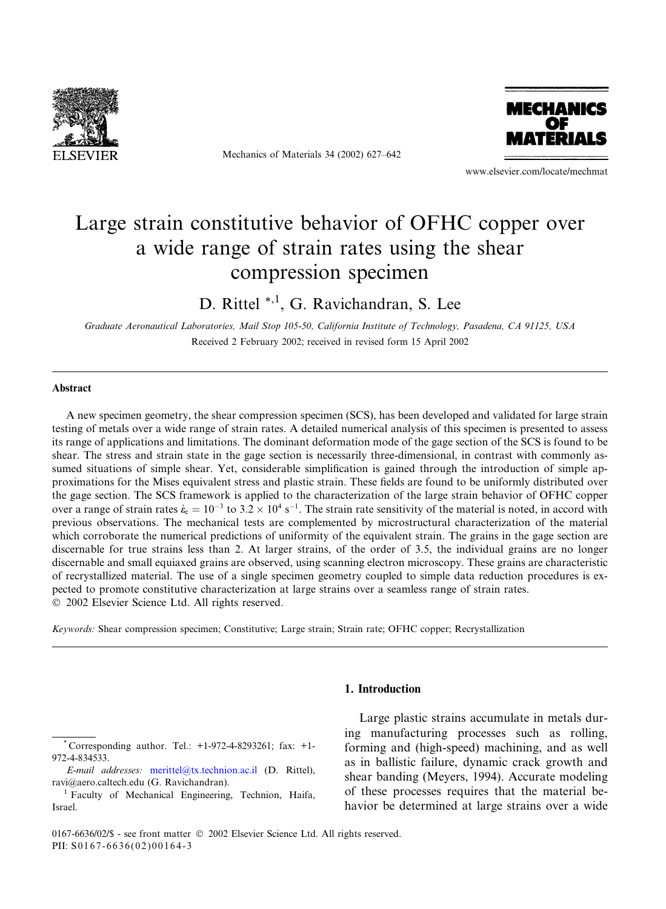# Large strain constitutive behavior of OFHC copper over a wide range of strain rates using the shear compression specimen

D. Rittel [*,1], G. Ravichandran, S. Lee

*Graduate Aeronautical Laboratories, Mail Stop 105-50, California Institute of Technology, Pasadena, CA 91125, USA*

Received 2 February 2002; received in revised form 15 April 2002

## Abstract

A new specimen geometry, the shear compression specimen (SCS), has been developed and validated for large strain testing of metals over a wide range of strain rates. A detailed numerical analysis of this specimen is presented to assess its range of applications and limitations. The dominant deformation mode of the gage section of the SCS is found to be shear. The stress and strain state in the gage section is necessarily three-dimensional, in contrast with commonly assumed situations of simple shear. Yet, considerable simplification is gained through the introduction of simple approximations for the Mises equivalent stress and plastic strain. These fields are found to be uniformly distributed over the gage section. The SCS framework is applied to the characterization of the large strain behavior of OFHC copper over a range of strain rates $\dot{\varepsilon}_e = 10^{-3}$ to $3.2 \times 10^4$ s$^{-1}$. The strain rate sensitivity of the material is noted, in accord with previous observations. The mechanical tests are complemented by microstructural characterization of the material which corroborate the numerical predictions of uniformity of the equivalent strain. The grains in the gage section are discernable for true strains less than 2. At larger strains, of the order of 3.5, the individual grains are no longer discernable and small equiaxed grains are observed, using scanning electron microscopy. These grains are characteristic of recrystallized material. The use of a single specimen geometry coupled to simple data reduction procedures is expected to promote constitutive characterization at large strains over a seamless range of strain rates.

© 2002 Elsevier Science Ltd. All rights reserved.

*Keywords:* Shear compression specimen; Constitutive; Large strain; Strain rate; OFHC copper; Recrystallization

## 1. Introduction

Large plastic strains accumulate in metals during manufacturing processes such as rolling, forming and (high-speed) machining, and as well as in ballistic failure, dynamic crack growth and shear banding (Meyers, 1994). Accurate modeling of these processes requires that the material behavior be determined at large strains over a wide

---

[*] Corresponding author. Tel.: +1-972-4-8293261; fax: +1-972-4-834533.

*E-mail addresses:* merittel@tx.technion.ac.il (D. Rittel), ravi@aero.caltech.edu (G. Ravichandran).

[1] Faculty of Mechanical Engineering, Technion, Haifa, Israel.

0167-6636/02/$ - see front matter © 2002 Elsevier Science Ltd. All rights reserved.
PII: S0167-6636(02)00164-3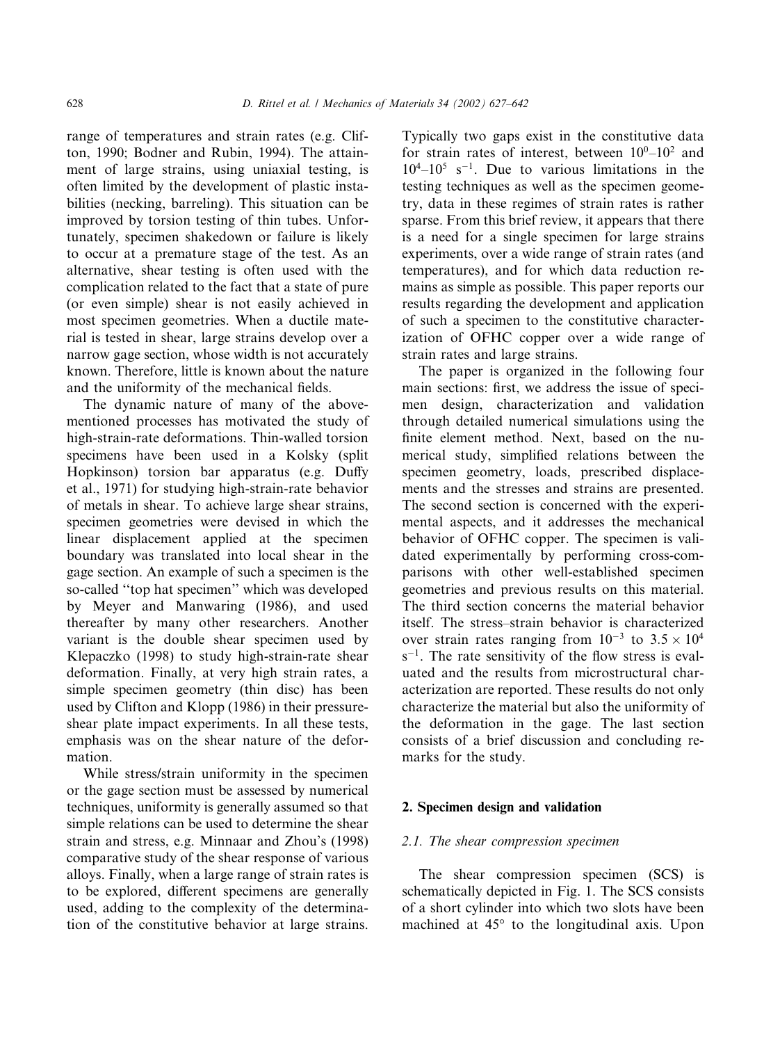range of temperatures and strain rates (e.g. Clifton, 1990; Bodner and Rubin, 1994). The attainment of large strains, using uniaxial testing, is often limited by the development of plastic instabilities (necking, barreling). This situation can be improved by torsion testing of thin tubes. Unfortunately, specimen shakedown or failure is likely to occur at a premature stage of the test. As an alternative, shear testing is often used with the complication related to the fact that a state of pure (or even simple) shear is not easily achieved in most specimen geometries. When a ductile material is tested in shear, large strains develop over a narrow gage section, whose width is not accurately known. Therefore, little is known about the nature and the uniformity of the mechanical fields.

The dynamic nature of many of the above-mentioned processes has motivated the study of high-strain-rate deformations. Thin-walled torsion specimens have been used in a Kolsky (split Hopkinson) torsion bar apparatus (e.g. Duffy et al., 1971) for studying high-strain-rate behavior of metals in shear. To achieve large shear strains, specimen geometries were devised in which the linear displacement applied at the specimen boundary was translated into local shear in the gage section. An example of such a specimen is the so-called "top hat specimen" which was developed by Meyer and Manwaring (1986), and used thereafter by many other researchers. Another variant is the double shear specimen used by Klepaczko (1998) to study high-strain-rate shear deformation. Finally, at very high strain rates, a simple specimen geometry (thin disc) has been used by Clifton and Klopp (1986) in their pressure-shear plate impact experiments. In all these tests, emphasis was on the shear nature of the deformation.

While stress/strain uniformity in the specimen or the gage section must be assessed by numerical techniques, uniformity is generally assumed so that simple relations can be used to determine the shear strain and stress, e.g. Minnaar and Zhou's (1998) comparative study of the shear response of various alloys. Finally, when a large range of strain rates is to be explored, different specimens are generally used, adding to the complexity of the determination of the constitutive behavior at large strains. Typically two gaps exist in the constitutive data for strain rates of interest, between $10^0$–$10^2$ and $10^4$–$10^5$ $s^{-1}$. Due to various limitations in the testing techniques as well as the specimen geometry, data in these regimes of strain rates is rather sparse. From this brief review, it appears that there is a need for a single specimen for large strains experiments, over a wide range of strain rates (and temperatures), and for which data reduction remains as simple as possible. This paper reports our results regarding the development and application of such a specimen to the constitutive characterization of OFHC copper over a wide range of strain rates and large strains.

The paper is organized in the following four main sections: first, we address the issue of specimen design, characterization and validation through detailed numerical simulations using the finite element method. Next, based on the numerical study, simplified relations between the specimen geometry, loads, prescribed displacements and the stresses and strains are presented. The second section is concerned with the experimental aspects, and it addresses the mechanical behavior of OFHC copper. The specimen is validated experimentally by performing cross-comparisons with other well-established specimen geometries and previous results on this material. The third section concerns the material behavior itself. The stress–strain behavior is characterized over strain rates ranging from $10^{-3}$ to $3.5 \times 10^4$ $s^{-1}$. The rate sensitivity of the flow stress is evaluated and the results from microstructural characterization are reported. These results do not only characterize the material but also the uniformity of the deformation in the gage. The last section consists of a brief discussion and concluding remarks for the study.

## 2. Specimen design and validation

### 2.1. The shear compression specimen

The shear compression specimen (SCS) is schematically depicted in Fig. 1. The SCS consists of a short cylinder into which two slots have been machined at 45° to the longitudinal axis. Upon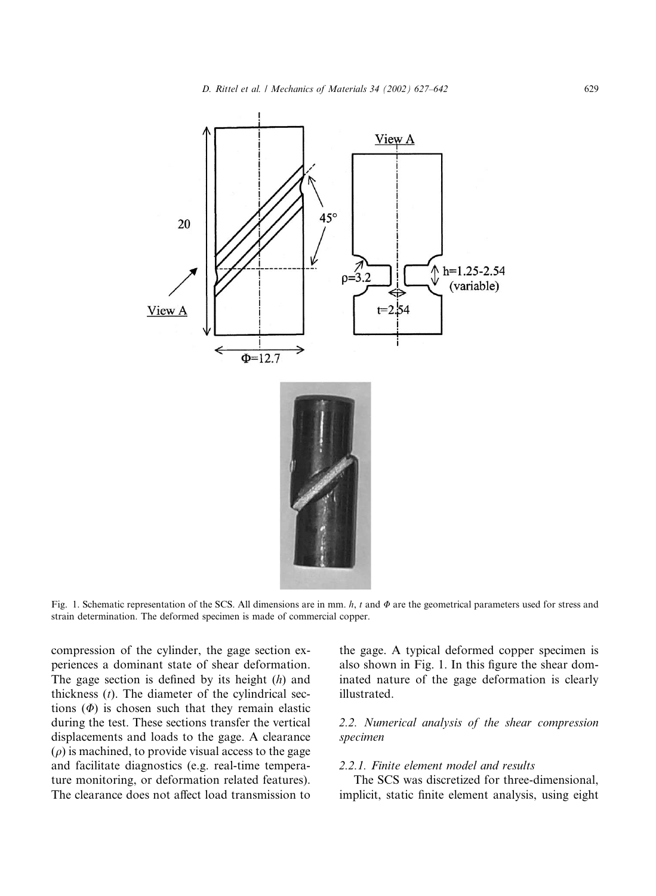Fig. 1. Schematic representation of the SCS. All dimensions are in mm. $h$, $t$ and $\Phi$ are the geometrical parameters used for stress and strain determination. The deformed specimen is made of commercial copper.

compression of the cylinder, the gage section experiences a dominant state of shear deformation. The gage section is defined by its height ($h$) and thickness ($t$). The diameter of the cylindrical sections ($\Phi$) is chosen such that they remain elastic during the test. These sections transfer the vertical displacements and loads to the gage. A clearance ($\rho$) is machined, to provide visual access to the gage and facilitate diagnostics (e.g. real-time temperature monitoring, or deformation related features). The clearance does not affect load transmission to the gage. A typical deformed copper specimen is also shown in Fig. 1. In this figure the shear dominated nature of the gage deformation is clearly illustrated.

### 2.2. Numerical analysis of the shear compression specimen

#### 2.2.1. Finite element model and results

The SCS was discretized for three-dimensional, implicit, static finite element analysis, using eight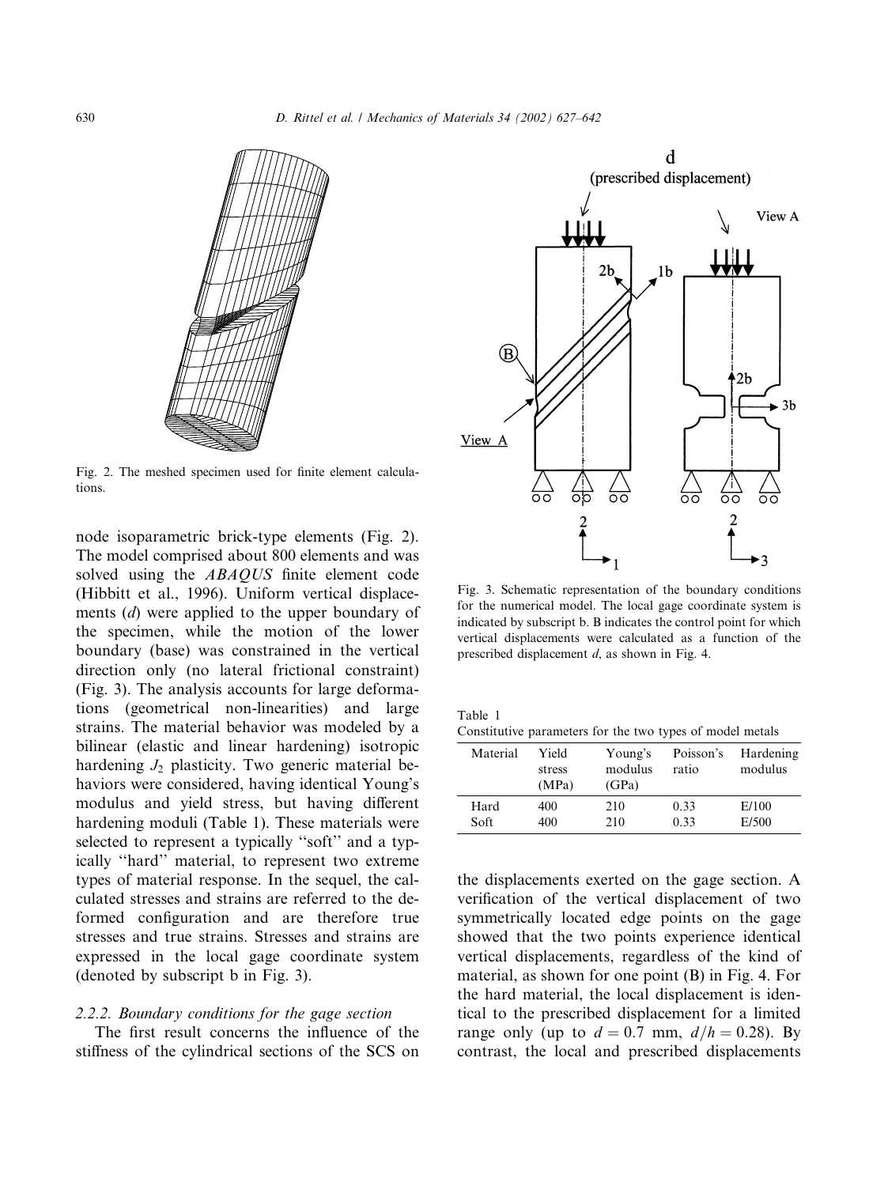Fig. 2. The meshed specimen used for finite element calculations.

node isoparametric brick-type elements (Fig. 2). The model comprised about 800 elements and was solved using the *ABAQUS* finite element code (Hibbitt et al., 1996). Uniform vertical displacements ($d$) were applied to the upper boundary of the specimen, while the motion of the lower boundary (base) was constrained in the vertical direction only (no lateral frictional constraint) (Fig. 3). The analysis accounts for large deformations (geometrical non-linearities) and large strains. The material behavior was modeled by a bilinear (elastic and linear hardening) isotropic hardening $J_2$ plasticity. Two generic material behaviors were considered, having identical Young's modulus and yield stress, but having different hardening moduli (Table 1). These materials were selected to represent a typically "soft" and a typically "hard" material, to represent two extreme types of material response. In the sequel, the calculated stresses and strains are referred to the deformed configuration and are therefore true stresses and true strains. Stresses and strains are expressed in the local gage coordinate system (denoted by subscript b in Fig. 3).

### 2.2.2. Boundary conditions for the gage section

The first result concerns the influence of the stiffness of the cylindrical sections of the SCS on the displacements exerted on the gage section. A verification of the vertical displacement of two symmetrically located edge points on the gage showed that the two points experience identical vertical displacements, regardless of the kind of material, as shown for one point (B) in Fig. 4. For the hard material, the local displacement is identical to the prescribed displacement for a limited range only (up to $d = 0.7$ mm, $d/h = 0.28$). By contrast, the local and prescribed displacements

Fig. 3. Schematic representation of the boundary conditions for the numerical model. The local gage coordinate system is indicated by subscript b. B indicates the control point for which vertical displacements were calculated as a function of the prescribed displacement $d$, as shown in Fig. 4.

Table 1
Constitutive parameters for the two types of model metals

| Material | Yield stress (MPa) | Young's modulus (GPa) | Poisson's ratio | Hardening modulus |
|---|---|---|---|---|
| Hard | 400 | 210 | 0.33 | E/100 |
| Soft | 400 | 210 | 0.33 | E/500 |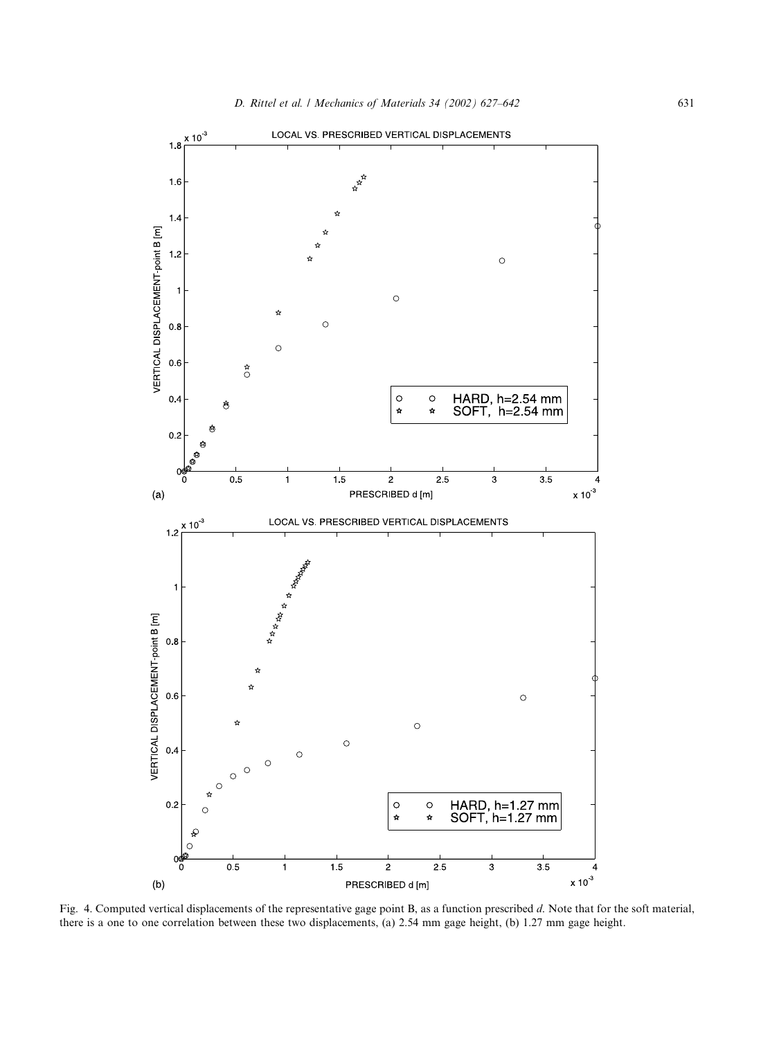Fig. 4. Computed vertical displacements of the representative gage point B, as a function prescribed $d$. Note that for the soft material, there is a one to one correlation between these two displacements, (a) 2.54 mm gage height, (b) 1.27 mm gage height.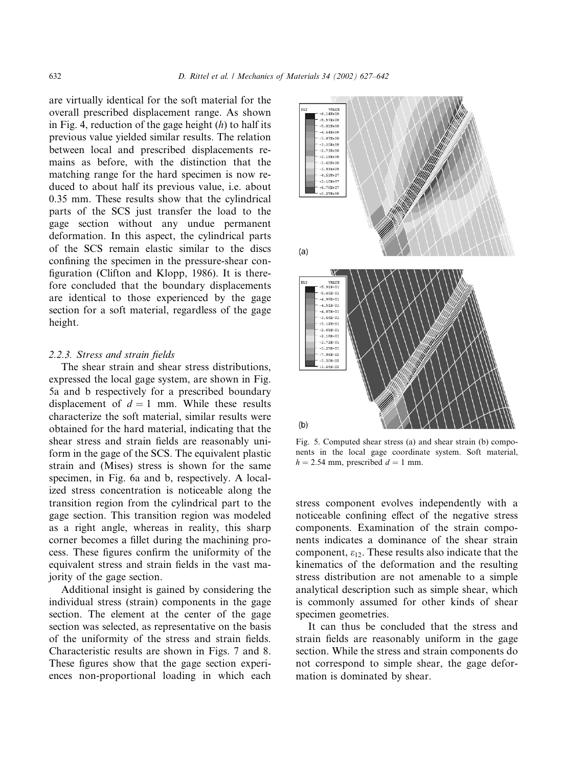are virtually identical for the soft material for the overall prescribed displacement range. As shown in Fig. 4, reduction of the gage height ($h$) to half its previous value yielded similar results. The relation between local and prescribed displacements remains as before, with the distinction that the matching range for the hard specimen is now reduced to about half its previous value, i.e. about 0.35 mm. These results show that the cylindrical parts of the SCS just transfer the load to the gage section without any undue permanent deformation. In this aspect, the cylindrical parts of the SCS remain elastic similar to the discs confining the specimen in the pressure-shear configuration (Clifton and Klopp, 1986). It is therefore concluded that the boundary displacements are identical to those experienced by the gage section for a soft material, regardless of the gage height.

#### 2.2.3. Stress and strain fields

The shear strain and shear stress distributions, expressed the local gage system, are shown in Fig. 5a and b respectively for a prescribed boundary displacement of $d = 1$ mm. While these results characterize the soft material, similar results were obtained for the hard material, indicating that the shear stress and strain fields are reasonably uniform in the gage of the SCS. The equivalent plastic strain and (Mises) stress is shown for the same specimen, in Fig. 6a and b, respectively. A localized stress concentration is noticeable along the transition region from the cylindrical part to the gage section. This transition region was modeled as a right angle, whereas in reality, this sharp corner becomes a fillet during the machining process. These figures confirm the uniformity of the equivalent stress and strain fields in the vast majority of the gage section.

Additional insight is gained by considering the individual stress (strain) components in the gage section. The element at the center of the gage section was selected, as representative on the basis of the uniformity of the stress and strain fields. Characteristic results are shown in Figs. 7 and 8. These figures show that the gage section experiences non-proportional loading in which each stress component evolves independently with a noticeable confining effect of the negative stress components. Examination of the strain components indicates a dominance of the shear strain component, $\varepsilon_{12}$. These results also indicate that the kinematics of the deformation and the resulting stress distribution are not amenable to a simple analytical description such as simple shear, which is commonly assumed for other kinds of shear specimen geometries.

It can thus be concluded that the stress and strain fields are reasonably uniform in the gage section. While the stress and strain components do not correspond to simple shear, the gage deformation is dominated by shear.

Fig. 5. Computed shear stress (a) and shear strain (b) components in the local gage coordinate system. Soft material, $h = 2.54$ mm, prescribed $d = 1$ mm.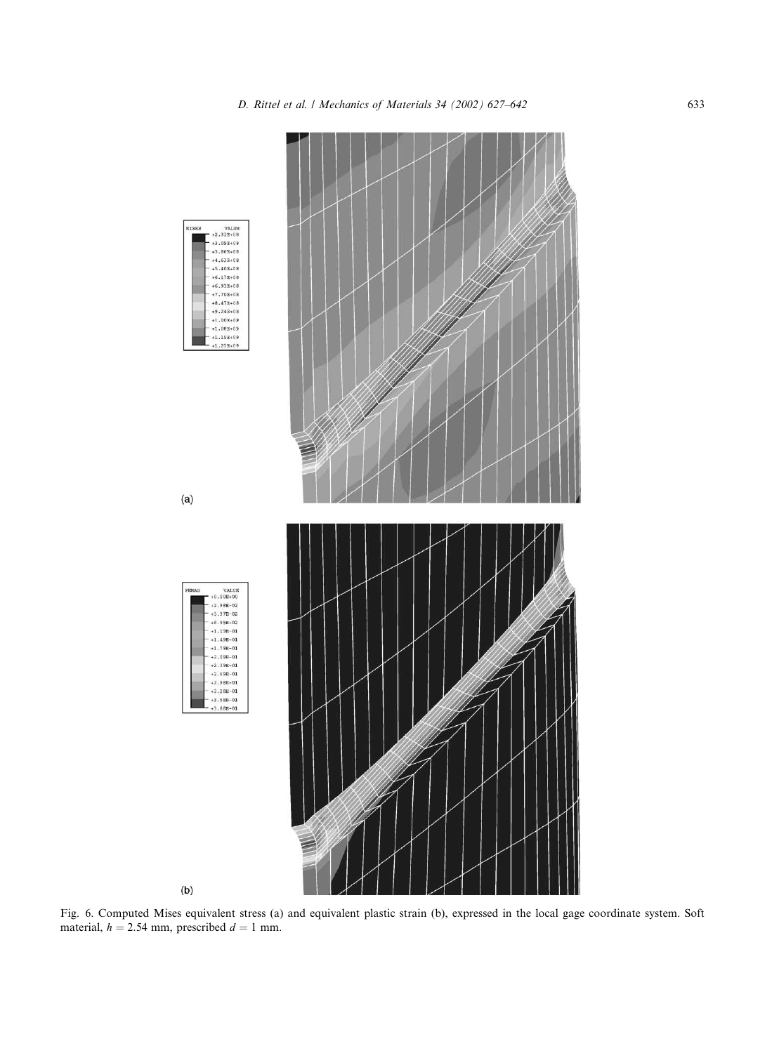(a)

(b)

Fig. 6. Computed Mises equivalent stress (a) and equivalent plastic strain (b), expressed in the local gage coordinate system. Soft material, $h = 2.54$ mm, prescribed $d = 1$ mm.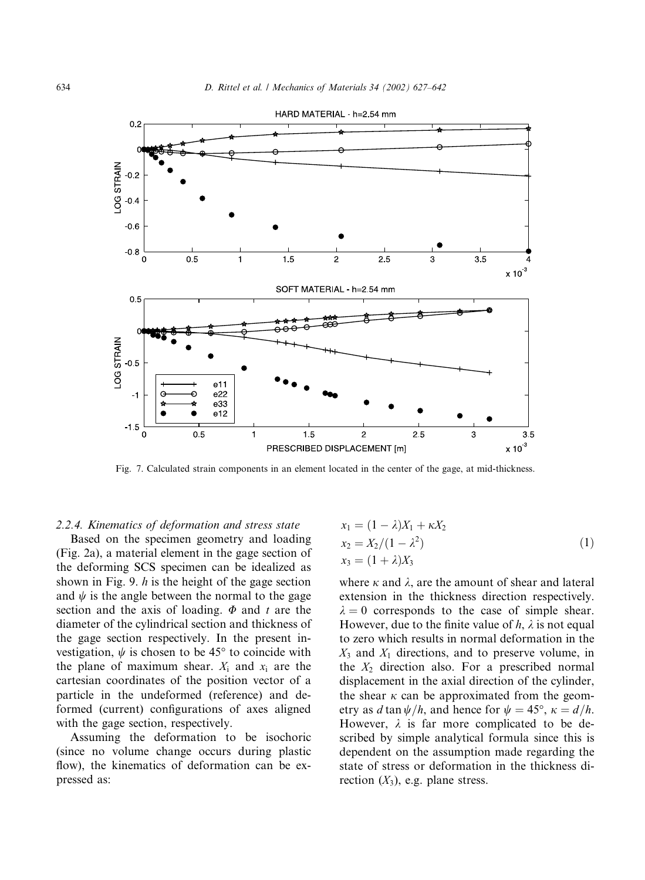Fig. 7. Calculated strain components in an element located in the center of the gage, at mid-thickness.

#### 2.2.4. Kinematics of deformation and stress state

Based on the specimen geometry and loading (Fig. 2a), a material element in the gage section of the deforming SCS specimen can be idealized as shown in Fig. 9. $h$ is the height of the gage section and $\psi$ is the angle between the normal to the gage section and the axis of loading. $\Phi$ and $t$ are the diameter of the cylindrical section and thickness of the gage section respectively. In the present investigation, $\psi$ is chosen to be 45° to coincide with the plane of maximum shear. $X_i$ and $x_i$ are the cartesian coordinates of the position vector of a particle in the undeformed (reference) and deformed (current) configurations of axes aligned with the gage section, respectively.

Assuming the deformation to be isochoric (since no volume change occurs during plastic flow), the kinematics of deformation can be expressed as:

$$
\begin{aligned}
x_1 &= (1-\lambda)X_1 + \kappa X_2 \\
x_2 &= X_2/(1-\lambda^2) \\
x_3 &= (1+\lambda)X_3
\end{aligned}
\tag{1}
$$

where $\kappa$ and $\lambda$, are the amount of shear and lateral extension in the thickness direction respectively. $\lambda = 0$ corresponds to the case of simple shear. However, due to the finite value of $h$, $\lambda$ is not equal to zero which results in normal deformation in the $X_3$ and $X_1$ directions, and to preserve volume, in the $X_2$ direction also. For a prescribed normal displacement in the axial direction of the cylinder, the shear $\kappa$ can be approximated from the geometry as $d \tan\psi/h$, and hence for $\psi = 45°$, $\kappa = d/h$. However, $\lambda$ is far more complicated to be described by simple analytical formula since this is dependent on the assumption made regarding the state of stress or deformation in the thickness direction ($X_3$), e.g. plane stress.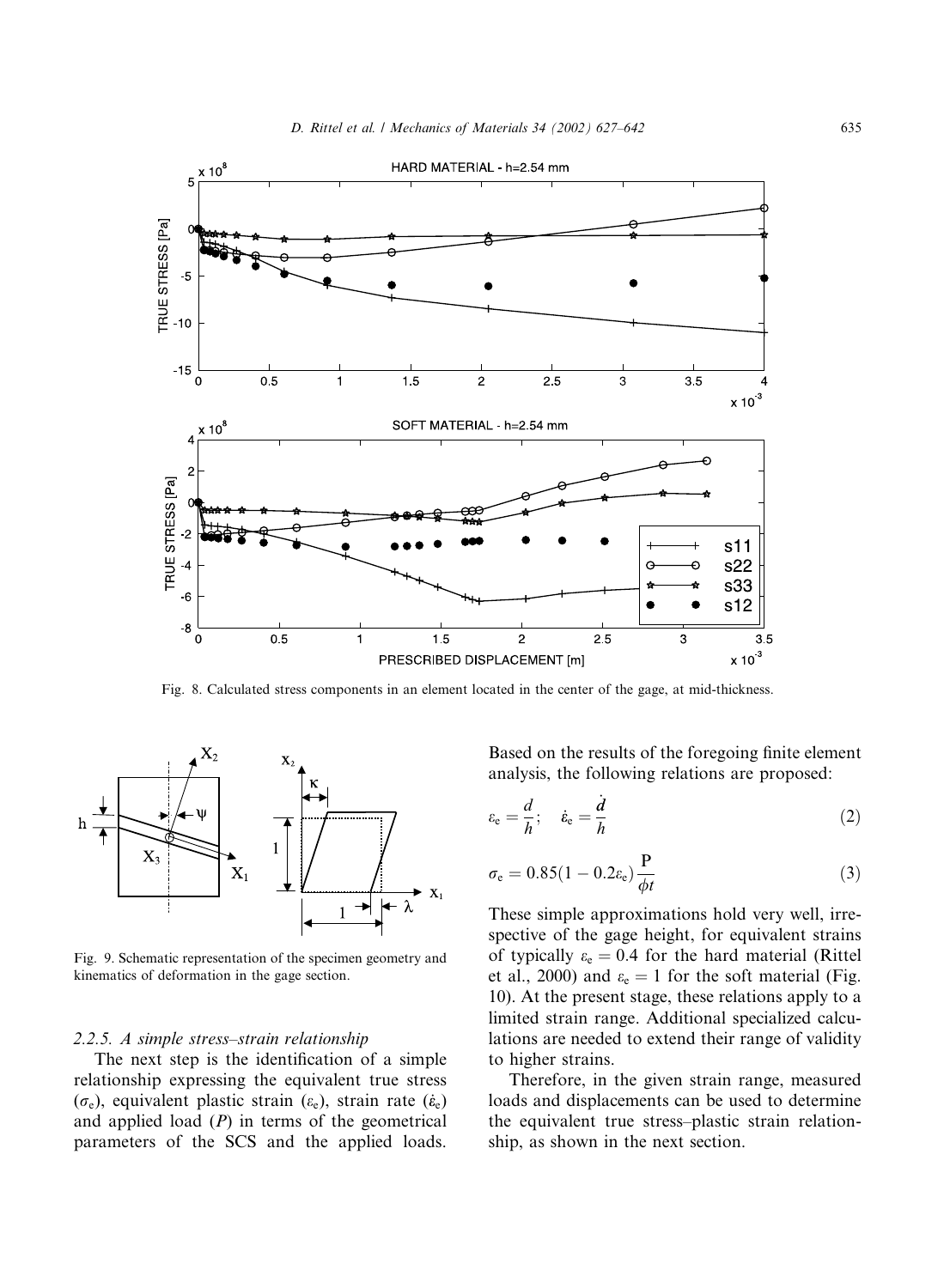Fig. 8. Calculated stress components in an element located in the center of the gage, at mid-thickness.

Fig. 9. Schematic representation of the specimen geometry and kinematics of deformation in the gage section.

### 2.2.5. A simple stress–strain relationship

The next step is the identification of a simple relationship expressing the equivalent true stress ($\sigma_e$), equivalent plastic strain ($\varepsilon_e$), strain rate ($\dot{\varepsilon}_e$) and applied load ($P$) in terms of the geometrical parameters of the SCS and the applied loads. Based on the results of the foregoing finite element analysis, the following relations are proposed:

$$\varepsilon_e = \frac{d}{h}; \quad \dot{\varepsilon}_e = \frac{\dot{d}}{h} \tag{2}$$

$$\sigma_e = 0.85(1 - 0.2\varepsilon_e)\frac{P}{\phi t} \tag{3}$$

These simple approximations hold very well, irrespective of the gage height, for equivalent strains of typically $\varepsilon_e = 0.4$ for the hard material (Rittel et al., 2000) and $\varepsilon_e = 1$ for the soft material (Fig. 10). At the present stage, these relations apply to a limited strain range. Additional specialized calculations are needed to extend their range of validity to higher strains.

Therefore, in the given strain range, measured loads and displacements can be used to determine the equivalent true stress–plastic strain relationship, as shown in the next section.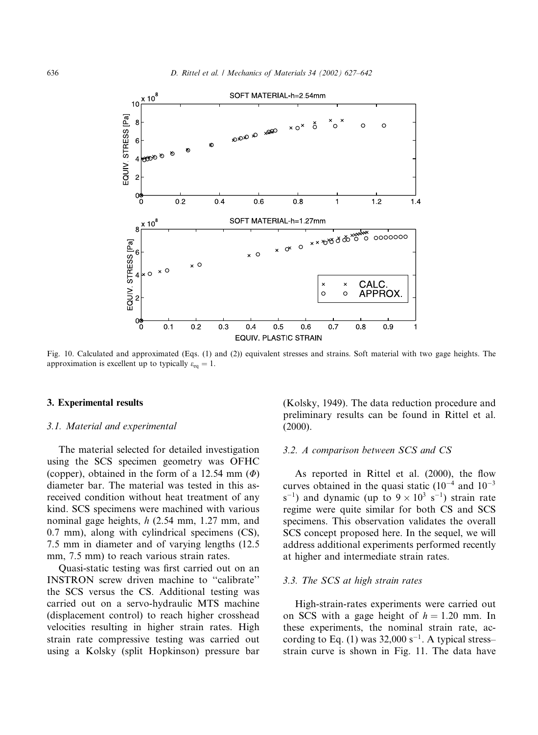Fig. 10. Calculated and approximated (Eqs. (1) and (2)) equivalent stresses and strains. Soft material with two gage heights. The approximation is excellent up to typically $\varepsilon_{eq} = 1$.

## 3. Experimental results

### 3.1. Material and experimental

The material selected for detailed investigation using the SCS specimen geometry was OFHC (copper), obtained in the form of a 12.54 mm ($\Phi$) diameter bar. The material was tested in this as-received condition without heat treatment of any kind. SCS specimens were machined with various nominal gage heights, $h$ (2.54 mm, 1.27 mm, and 0.7 mm), along with cylindrical specimens (CS), 7.5 mm in diameter and of varying lengths (12.5 mm, 7.5 mm) to reach various strain rates.

Quasi-static testing was first carried out on an INSTRON screw driven machine to "calibrate" the SCS versus the CS. Additional testing was carried out on a servo-hydraulic MTS machine (displacement control) to reach higher crosshead velocities resulting in higher strain rates. High strain rate compressive testing was carried out using a Kolsky (split Hopkinson) pressure bar (Kolsky, 1949). The data reduction procedure and preliminary results can be found in Rittel et al. (2000).

### 3.2. A comparison between SCS and CS

As reported in Rittel et al. (2000), the flow curves obtained in the quasi static ($10^{-4}$ and $10^{-3}$ $s^{-1}$) and dynamic (up to $9 \times 10^3$ $s^{-1}$) strain rate regime were quite similar for both CS and SCS specimens. This observation validates the overall SCS concept proposed here. In the sequel, we will address additional experiments performed recently at higher and intermediate strain rates.

### 3.3. The SCS at high strain rates

High-strain-rates experiments were carried out on SCS with a gage height of $h = 1.20$ mm. In these experiments, the nominal strain rate, according to Eq. (1) was 32,000 $s^{-1}$. A typical stress–strain curve is shown in Fig. 11. The data have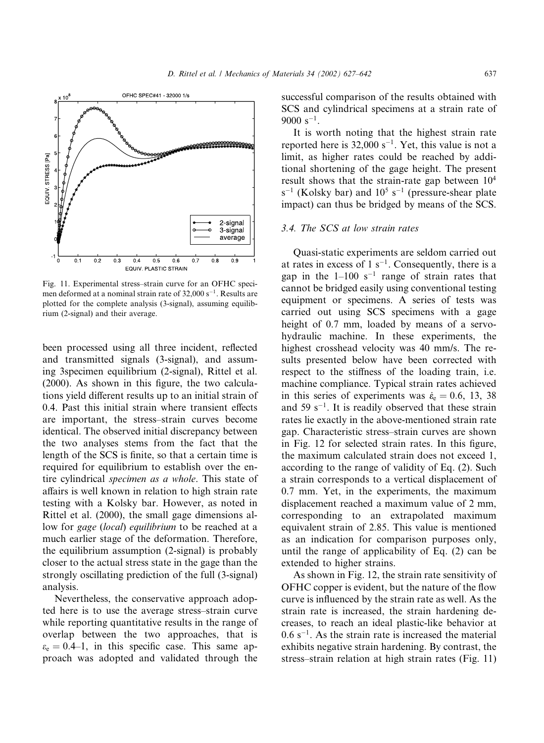Fig. 11. Experimental stress–strain curve for an OFHC specimen deformed at a nominal strain rate of 32,000 $s^{-1}$. Results are plotted for the complete analysis (3-signal), assuming equilibrium (2-signal) and their average.

been processed using all three incident, reflected and transmitted signals (3-signal), and assuming 3specimen equilibrium (2-signal), Rittel et al. (2000). As shown in this figure, the two calculations yield different results up to an initial strain of 0.4. Past this initial strain where transient effects are important, the stress–strain curves become identical. The observed initial discrepancy between the two analyses stems from the fact that the length of the SCS is finite, so that a certain time is required for equilibrium to establish over the entire cylindrical *specimen as a whole*. This state of affairs is well known in relation to high strain rate testing with a Kolsky bar. However, as noted in Rittel et al. (2000), the small gage dimensions allow for *gage* (*local*) *equilibrium* to be reached at a much earlier stage of the deformation. Therefore, the equilibrium assumption (2-signal) is probably closer to the actual stress state in the gage than the strongly oscillating prediction of the full (3-signal) analysis.

Nevertheless, the conservative approach adopted here is to use the average stress–strain curve while reporting quantitative results in the range of overlap between the two approaches, that is $\varepsilon_e = 0.4$–1, in this specific case. This same approach was adopted and validated through the successful comparison of the results obtained with SCS and cylindrical specimens at a strain rate of 9000 $s^{-1}$.

It is worth noting that the highest strain rate reported here is 32,000 $s^{-1}$. Yet, this value is not a limit, as higher rates could be reached by additional shortening of the gage height. The present result shows that the strain-rate gap between $10^4$ $s^{-1}$ (Kolsky bar) and $10^5$ $s^{-1}$ (pressure-shear plate impact) can thus be bridged by means of the SCS.

### 3.4. The SCS at low strain rates

Quasi-static experiments are seldom carried out at rates in excess of 1 $s^{-1}$. Consequently, there is a gap in the 1–100 $s^{-1}$ range of strain rates that cannot be bridged easily using conventional testing equipment or specimens. A series of tests was carried out using SCS specimens with a gage height of 0.7 mm, loaded by means of a servo-hydraulic machine. In these experiments, the highest crosshead velocity was 40 mm/s. The results presented below have been corrected with respect to the stiffness of the loading train, i.e. machine compliance. Typical strain rates achieved in this series of experiments was $\dot{\varepsilon}_e = 0.6$, 13, 38 and 59 $s^{-1}$. It is readily observed that these strain rates lie exactly in the above-mentioned strain rate gap. Characteristic stress–strain curves are shown in Fig. 12 for selected strain rates. In this figure, the maximum calculated strain does not exceed 1, according to the range of validity of Eq. (2). Such a strain corresponds to a vertical displacement of 0.7 mm. Yet, in the experiments, the maximum displacement reached a maximum value of 2 mm, corresponding to an extrapolated maximum equivalent strain of 2.85. This value is mentioned as an indication for comparison purposes only, until the range of applicability of Eq. (2) can be extended to higher strains.

As shown in Fig. 12, the strain rate sensitivity of OFHC copper is evident, but the nature of the flow curve is influenced by the strain rate as well. As the strain rate is increased, the strain hardening decreases, to reach an ideal plastic-like behavior at 0.6 $s^{-1}$. As the strain rate is increased the material exhibits negative strain hardening. By contrast, the stress–strain relation at high strain rates (Fig. 11)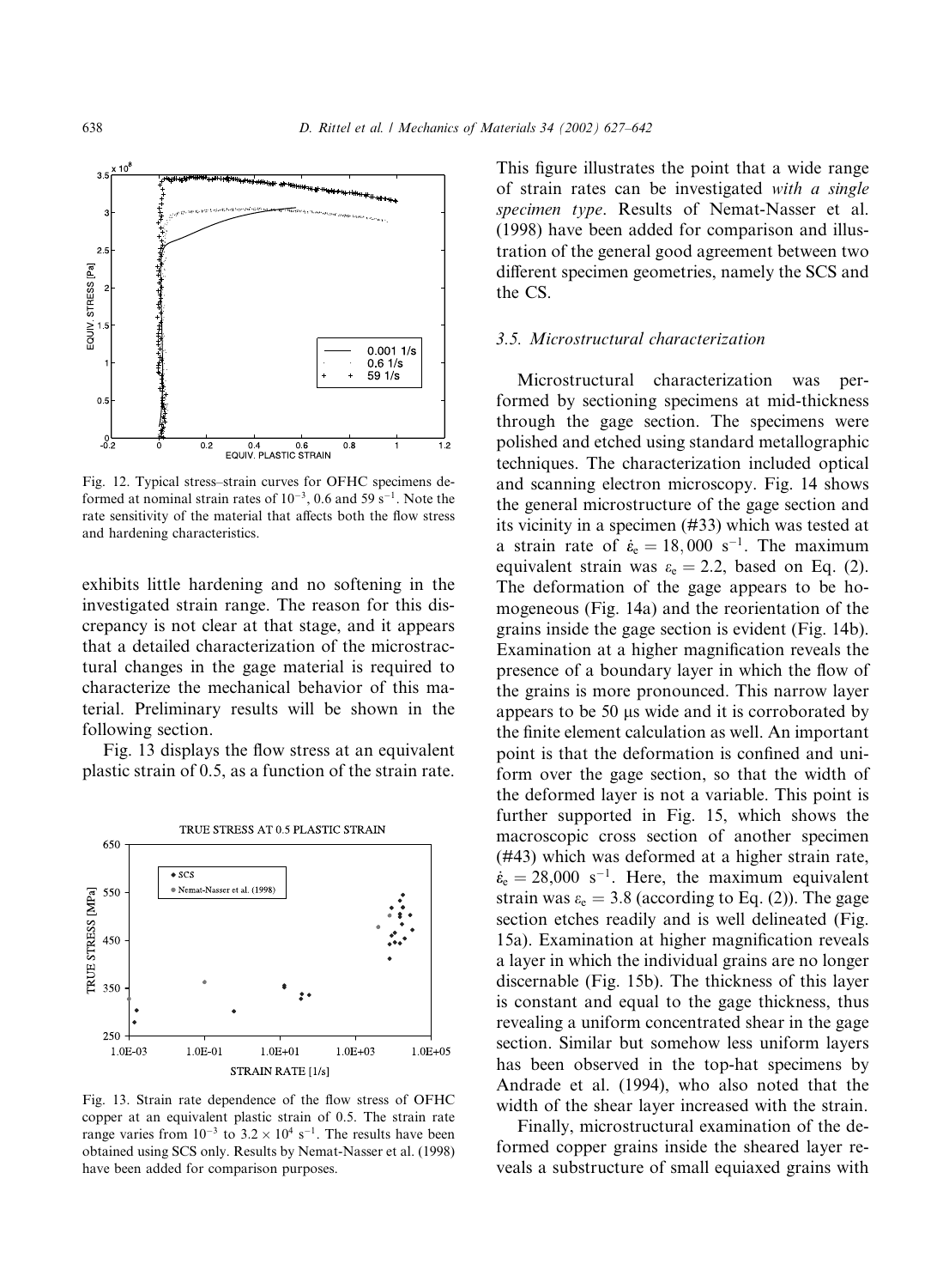Fig. 12. Typical stress–strain curves for OFHC specimens deformed at nominal strain rates of $10^{-3}$, 0.6 and 59 $s^{-1}$. Note the rate sensitivity of the material that affects both the flow stress and hardening characteristics.

exhibits little hardening and no softening in the investigated strain range. The reason for this discrepancy is not clear at that stage, and it appears that a detailed characterization of the microstractural changes in the gage material is required to characterize the mechanical behavior of this material. Preliminary results will be shown in the following section.

Fig. 13 displays the flow stress at an equivalent plastic strain of 0.5, as a function of the strain rate.

Fig. 13. Strain rate dependence of the flow stress of OFHC copper at an equivalent plastic strain of 0.5. The strain rate range varies from $10^{-3}$ to $3.2 \times 10^{4}$ $s^{-1}$. The results have been obtained using SCS only. Results by Nemat-Nasser et al. (1998) have been added for comparison purposes.

This figure illustrates the point that a wide range of strain rates can be investigated *with a single specimen type*. Results of Nemat-Nasser et al. (1998) have been added for comparison and illustration of the general good agreement between two different specimen geometries, namely the SCS and the CS.

### 3.5. Microstructural characterization

Microstructural characterization was performed by sectioning specimens at mid-thickness through the gage section. The specimens were polished and etched using standard metallographic techniques. The characterization included optical and scanning electron microscopy. Fig. 14 shows the general microstructure of the gage section and its vicinity in a specimen (#33) which was tested at a strain rate of $\dot{\varepsilon}_e = 18,000$ $s^{-1}$. The maximum equivalent strain was $\varepsilon_e = 2.2$, based on Eq. (2). The deformation of the gage appears to be homogeneous (Fig. 14a) and the reorientation of the grains inside the gage section is evident (Fig. 14b). Examination at a higher magnification reveals the presence of a boundary layer in which the flow of the grains is more pronounced. This narrow layer appears to be 50 μs wide and it is corroborated by the finite element calculation as well. An important point is that the deformation is confined and uniform over the gage section, so that the width of the deformed layer is not a variable. This point is further supported in Fig. 15, which shows the macroscopic cross section of another specimen (#43) which was deformed at a higher strain rate, $\dot{\varepsilon}_e = 28,000$ $s^{-1}$. Here, the maximum equivalent strain was $\varepsilon_e = 3.8$ (according to Eq. (2)). The gage section etches readily and is well delineated (Fig. 15a). Examination at higher magnification reveals a layer in which the individual grains are no longer discernable (Fig. 15b). The thickness of this layer is constant and equal to the gage thickness, thus revealing a uniform concentrated shear in the gage section. Similar but somehow less uniform layers has been observed in the top-hat specimens by Andrade et al. (1994), who also noted that the width of the shear layer increased with the strain.

Finally, microstructural examination of the deformed copper grains inside the sheared layer reveals a substructure of small equiaxed grains with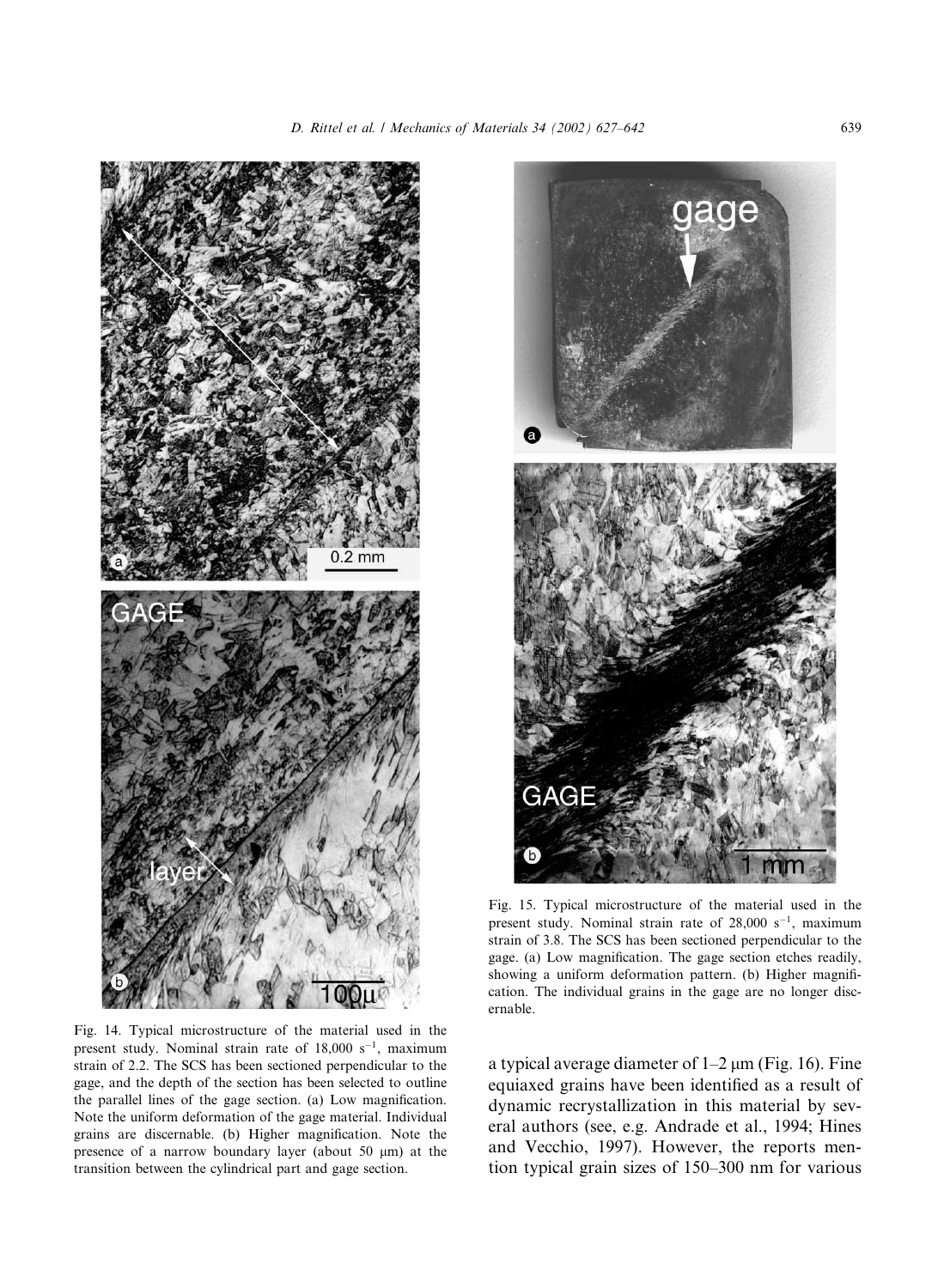Fig. 14. Typical microstructure of the material used in the present study. Nominal strain rate of 18,000 $s^{-1}$, maximum strain of 2.2. The SCS has been sectioned perpendicular to the gage, and the depth of the section has been selected to outline the parallel lines of the gage section. (a) Low magnification. Note the uniform deformation of the gage material. Individual grains are discernable. (b) Higher magnification. Note the presence of a narrow boundary layer (about 50 μm) at the transition between the cylindrical part and gage section.

Fig. 15. Typical microstructure of the material used in the present study. Nominal strain rate of 28,000 $s^{-1}$, maximum strain of 3.8. The SCS has been sectioned perpendicular to the gage. (a) Low magnification. The gage section etches readily, showing a uniform deformation pattern. (b) Higher magnification. The individual grains in the gage are no longer discernable.

a typical average diameter of 1–2 μm (Fig. 16). Fine equiaxed grains have been identified as a result of dynamic recrystallization in this material by several authors (see, e.g. Andrade et al., 1994; Hines and Vecchio, 1997). However, the reports mention typical grain sizes of 150–300 nm for various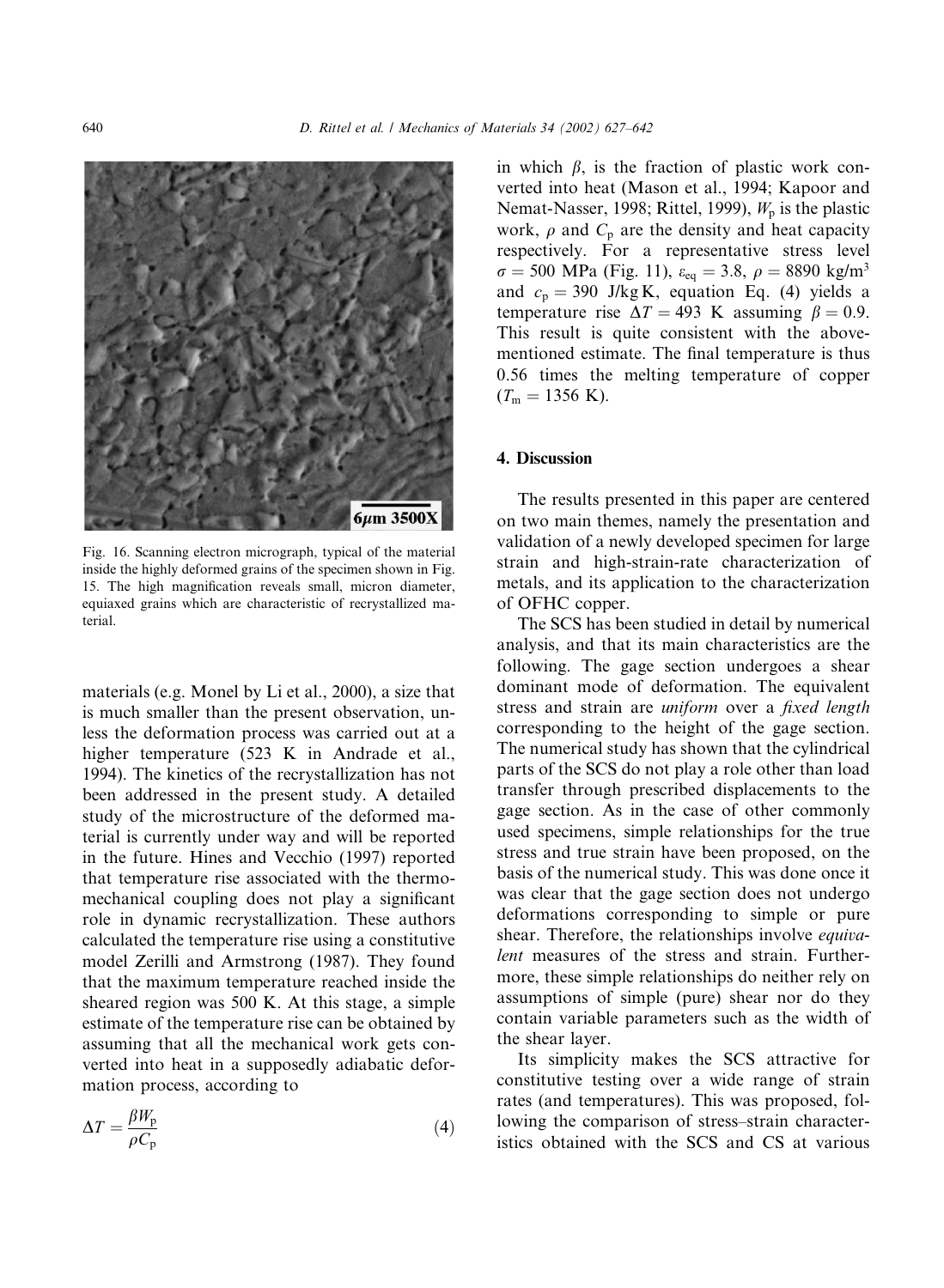Fig. 16. Scanning electron micrograph, typical of the material inside the highly deformed grains of the specimen shown in Fig. 15. The high magnification reveals small, micron diameter, equiaxed grains which are characteristic of recrystallized material.

materials (e.g. Monel by Li et al., 2000), a size that is much smaller than the present observation, unless the deformation process was carried out at a higher temperature (523 K in Andrade et al., 1994). The kinetics of the recrystallization has not been addressed in the present study. A detailed study of the microstructure of the deformed material is currently under way and will be reported in the future. Hines and Vecchio (1997) reported that temperature rise associated with the thermomechanical coupling does not play a significant role in dynamic recrystallization. These authors calculated the temperature rise using a constitutive model Zerilli and Armstrong (1987). They found that the maximum temperature reached inside the sheared region was 500 K. At this stage, a simple estimate of the temperature rise can be obtained by assuming that all the mechanical work gets converted into heat in a supposedly adiabatic deformation process, according to

$$\Delta T = \frac{\beta W_p}{\rho C_p} \tag{4}$$

in which $\beta$, is the fraction of plastic work converted into heat (Mason et al., 1994; Kapoor and Nemat-Nasser, 1998; Rittel, 1999), $W_p$ is the plastic work, $\rho$ and $C_p$ are the density and heat capacity respectively. For a representative stress level $\sigma = 500$ MPa (Fig. 11), $\varepsilon_{eq} = 3.8$, $\rho = 8890$ kg/m$^3$ and $c_p = 390$ J/kg K, equation Eq. (4) yields a temperature rise $\Delta T = 493$ K assuming $\beta = 0.9$. This result is quite consistent with the abovementioned estimate. The final temperature is thus 0.56 times the melting temperature of copper ($T_m = 1356$ K).

## 4. Discussion

The results presented in this paper are centered on two main themes, namely the presentation and validation of a newly developed specimen for large strain and high-strain-rate characterization of metals, and its application to the characterization of OFHC copper.

The SCS has been studied in detail by numerical analysis, and that its main characteristics are the following. The gage section undergoes a shear dominant mode of deformation. The equivalent stress and strain are *uniform* over a *fixed length* corresponding to the height of the gage section. The numerical study has shown that the cylindrical parts of the SCS do not play a role other than load transfer through prescribed displacements to the gage section. As in the case of other commonly used specimens, simple relationships for the true stress and true strain have been proposed, on the basis of the numerical study. This was done once it was clear that the gage section does not undergo deformations corresponding to simple or pure shear. Therefore, the relationships involve *equivalent* measures of the stress and strain. Furthermore, these simple relationships do neither rely on assumptions of simple (pure) shear nor do they contain variable parameters such as the width of the shear layer.

Its simplicity makes the SCS attractive for constitutive testing over a wide range of strain rates (and temperatures). This was proposed, following the comparison of stress–strain characteristics obtained with the SCS and CS at various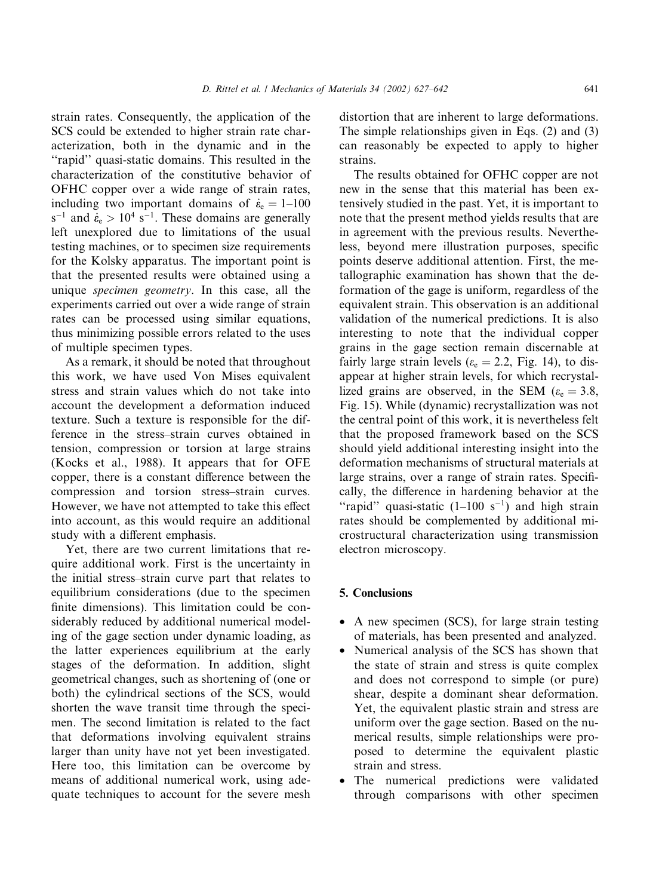strain rates. Consequently, the application of the SCS could be extended to higher strain rate characterization, both in the dynamic and in the "rapid" quasi-static domains. This resulted in the characterization of the constitutive behavior of OFHC copper over a wide range of strain rates, including two important domains of $\dot{\varepsilon}_e = 1$–$100$ s$^{-1}$ and $\dot{\varepsilon}_e > 10^4$ s$^{-1}$. These domains are generally left unexplored due to limitations of the usual testing machines, or to specimen size requirements for the Kolsky apparatus. The important point is that the presented results were obtained using a unique *specimen geometry*. In this case, all the experiments carried out over a wide range of strain rates can be processed using similar equations, thus minimizing possible errors related to the uses of multiple specimen types.

As a remark, it should be noted that throughout this work, we have used Von Mises equivalent stress and strain values which do not take into account the development a deformation induced texture. Such a texture is responsible for the difference in the stress–strain curves obtained in tension, compression or torsion at large strains (Kocks et al., 1988). It appears that for OFE copper, there is a constant difference between the compression and torsion stress–strain curves. However, we have not attempted to take this effect into account, as this would require an additional study with a different emphasis.

Yet, there are two current limitations that require additional work. First is the uncertainty in the initial stress–strain curve part that relates to equilibrium considerations (due to the specimen finite dimensions). This limitation could be considerably reduced by additional numerical modeling of the gage section under dynamic loading, as the latter experiences equilibrium at the early stages of the deformation. In addition, slight geometrical changes, such as shortening of (one or both) the cylindrical sections of the SCS, would shorten the wave transit time through the specimen. The second limitation is related to the fact that deformations involving equivalent strains larger than unity have not yet been investigated. Here too, this limitation can be overcome by means of additional numerical work, using adequate techniques to account for the severe mesh distortion that are inherent to large deformations. The simple relationships given in Eqs. (2) and (3) can reasonably be expected to apply to higher strains.

The results obtained for OFHC copper are not new in the sense that this material has been extensively studied in the past. Yet, it is important to note that the present method yields results that are in agreement with the previous results. Nevertheless, beyond mere illustration purposes, specific points deserve additional attention. First, the metallographic examination has shown that the deformation of the gage is uniform, regardless of the equivalent strain. This observation is an additional validation of the numerical predictions. It is also interesting to note that the individual copper grains in the gage section remain discernable at fairly large strain levels ($\varepsilon_e = 2.2$, Fig. 14), to disappear at higher strain levels, for which recrystallized grains are observed, in the SEM ($\varepsilon_e = 3.8$, Fig. 15). While (dynamic) recrystallization was not the central point of this work, it is nevertheless felt that the proposed framework based on the SCS should yield additional interesting insight into the deformation mechanisms of structural materials at large strains, over a range of strain rates. Specifically, the difference in hardening behavior at the "rapid" quasi-static (1–100 s$^{-1}$) and high strain rates should be complemented by additional microstructural characterization using transmission electron microscopy.

## 5. Conclusions

- A new specimen (SCS), for large strain testing of materials, has been presented and analyzed.
- Numerical analysis of the SCS has shown that the state of strain and stress is quite complex and does not correspond to simple (or pure) shear, despite a dominant shear deformation. Yet, the equivalent plastic strain and stress are uniform over the gage section. Based on the numerical results, simple relationships were proposed to determine the equivalent plastic strain and stress.
- The numerical predictions were validated through comparisons with other specimen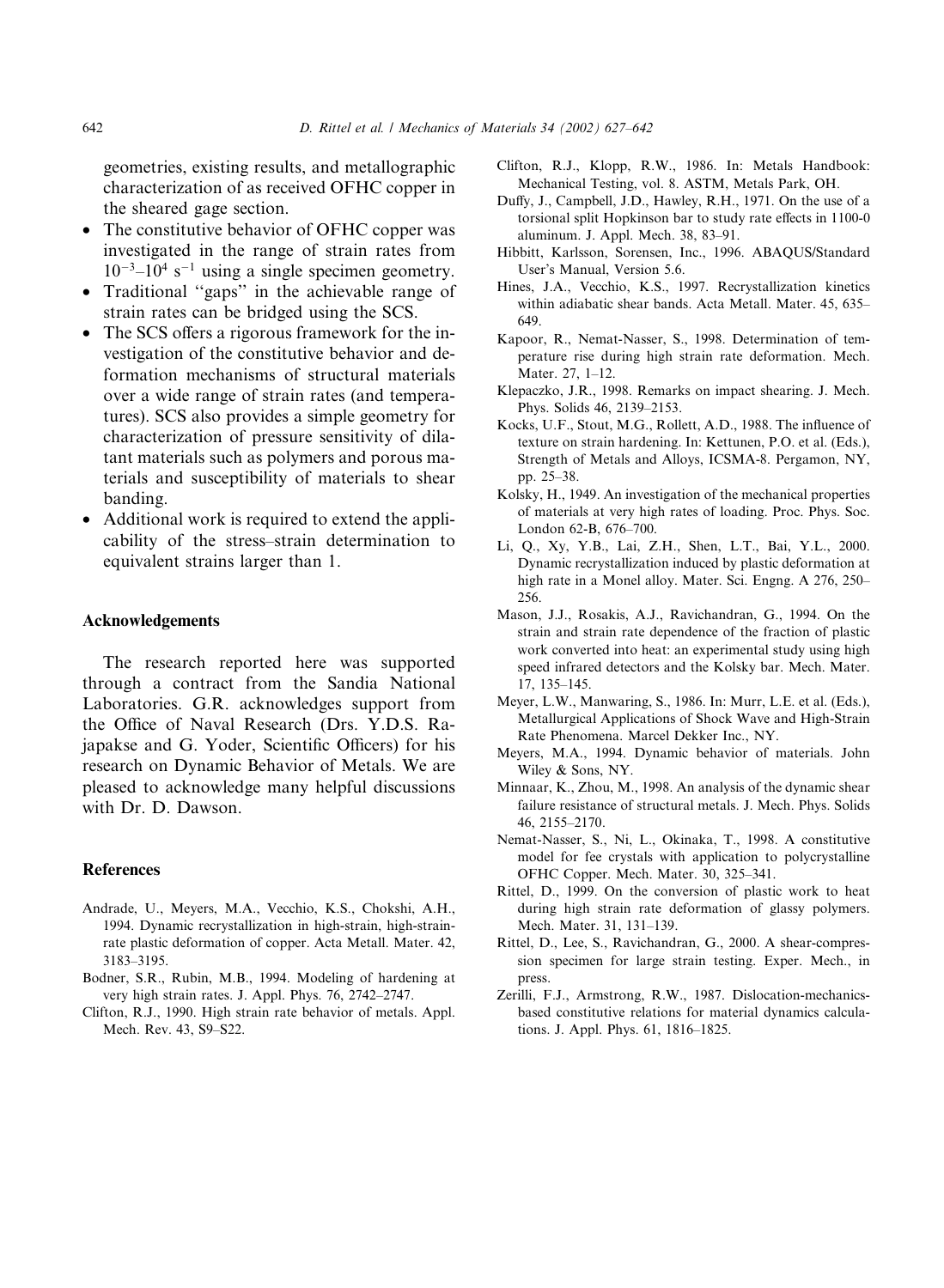geometries, existing results, and metallographic characterization of as received OFHC copper in the sheared gage section.

- The constitutive behavior of OFHC copper was investigated in the range of strain rates from $10^{-3}$–$10^{4}$ $s^{-1}$ using a single specimen geometry.
- Traditional ''gaps'' in the achievable range of strain rates can be bridged using the SCS.
- The SCS offers a rigorous framework for the investigation of the constitutive behavior and deformation mechanisms of structural materials over a wide range of strain rates (and temperatures). SCS also provides a simple geometry for characterization of pressure sensitivity of dilatant materials such as polymers and porous materials and susceptibility of materials to shear banding.
- Additional work is required to extend the applicability of the stress–strain determination to equivalent strains larger than 1.

## Acknowledgements

The research reported here was supported through a contract from the Sandia National Laboratories. G.R. acknowledges support from the Office of Naval Research (Drs. Y.D.S. Rajapakse and G. Yoder, Scientific Officers) for his research on Dynamic Behavior of Metals. We are pleased to acknowledge many helpful discussions with Dr. D. Dawson.

## References

Andrade, U., Meyers, M.A., Vecchio, K.S., Chokshi, A.H., 1994. Dynamic recrystallization in high-strain, high-strain-rate plastic deformation of copper. Acta Metall. Mater. 42, 3183–3195.

Bodner, S.R., Rubin, M.B., 1994. Modeling of hardening at very high strain rates. J. Appl. Phys. 76, 2742–2747.

Clifton, R.J., 1990. High strain rate behavior of metals. Appl. Mech. Rev. 43, S9–S22.

Clifton, R.J., Klopp, R.W., 1986. In: Metals Handbook: Mechanical Testing, vol. 8. ASTM, Metals Park, OH.

Duffy, J., Campbell, J.D., Hawley, R.H., 1971. On the use of a torsional split Hopkinson bar to study rate effects in 1100-0 aluminum. J. Appl. Mech. 38, 83–91.

Hibbitt, Karlsson, Sorensen, Inc., 1996. ABAQUS/Standard User's Manual, Version 5.6.

Hines, J.A., Vecchio, K.S., 1997. Recrystallization kinetics within adiabatic shear bands. Acta Metall. Mater. 45, 635–649.

Kapoor, R., Nemat-Nasser, S., 1998. Determination of temperature rise during high strain rate deformation. Mech. Mater. 27, 1–12.

Klepaczko, J.R., 1998. Remarks on impact shearing. J. Mech. Phys. Solids 46, 2139–2153.

Kocks, U.F., Stout, M.G., Rollett, A.D., 1988. The influence of texture on strain hardening. In: Kettunen, P.O. et al. (Eds.), Strength of Metals and Alloys, ICSMA-8. Pergamon, NY, pp. 25–38.

Kolsky, H., 1949. An investigation of the mechanical properties of materials at very high rates of loading. Proc. Phys. Soc. London 62-B, 676–700.

Li, Q., Xy, Y.B., Lai, Z.H., Shen, L.T., Bai, Y.L., 2000. Dynamic recrystallization induced by plastic deformation at high rate in a Monel alloy. Mater. Sci. Engng. A 276, 250–256.

Mason, J.J., Rosakis, A.J., Ravichandran, G., 1994. On the strain and strain rate dependence of the fraction of plastic work converted into heat: an experimental study using high speed infrared detectors and the Kolsky bar. Mech. Mater. 17, 135–145.

Meyer, L.W., Manwaring, S., 1986. In: Murr, L.E. et al. (Eds.), Metallurgical Applications of Shock Wave and High-Strain Rate Phenomena. Marcel Dekker Inc., NY.

Meyers, M.A., 1994. Dynamic behavior of materials. John Wiley & Sons, NY.

Minnaar, K., Zhou, M., 1998. An analysis of the dynamic shear failure resistance of structural metals. J. Mech. Phys. Solids 46, 2155–2170.

Nemat-Nasser, S., Ni, L., Okinaka, T., 1998. A constitutive model for fcc crystals with application to polycrystalline OFHC Copper. Mech. Mater. 30, 325–341.

Rittel, D., 1999. On the conversion of plastic work to heat during high strain rate deformation of glassy polymers. Mech. Mater. 31, 131–139.

Rittel, D., Lee, S., Ravichandran, G., 2000. A shear-compression specimen for large strain testing. Exper. Mech., in press.

Zerilli, F.J., Armstrong, R.W., 1987. Dislocation-mechanics-based constitutive relations for material dynamics calculations. J. Appl. Phys. 61, 1816–1825.